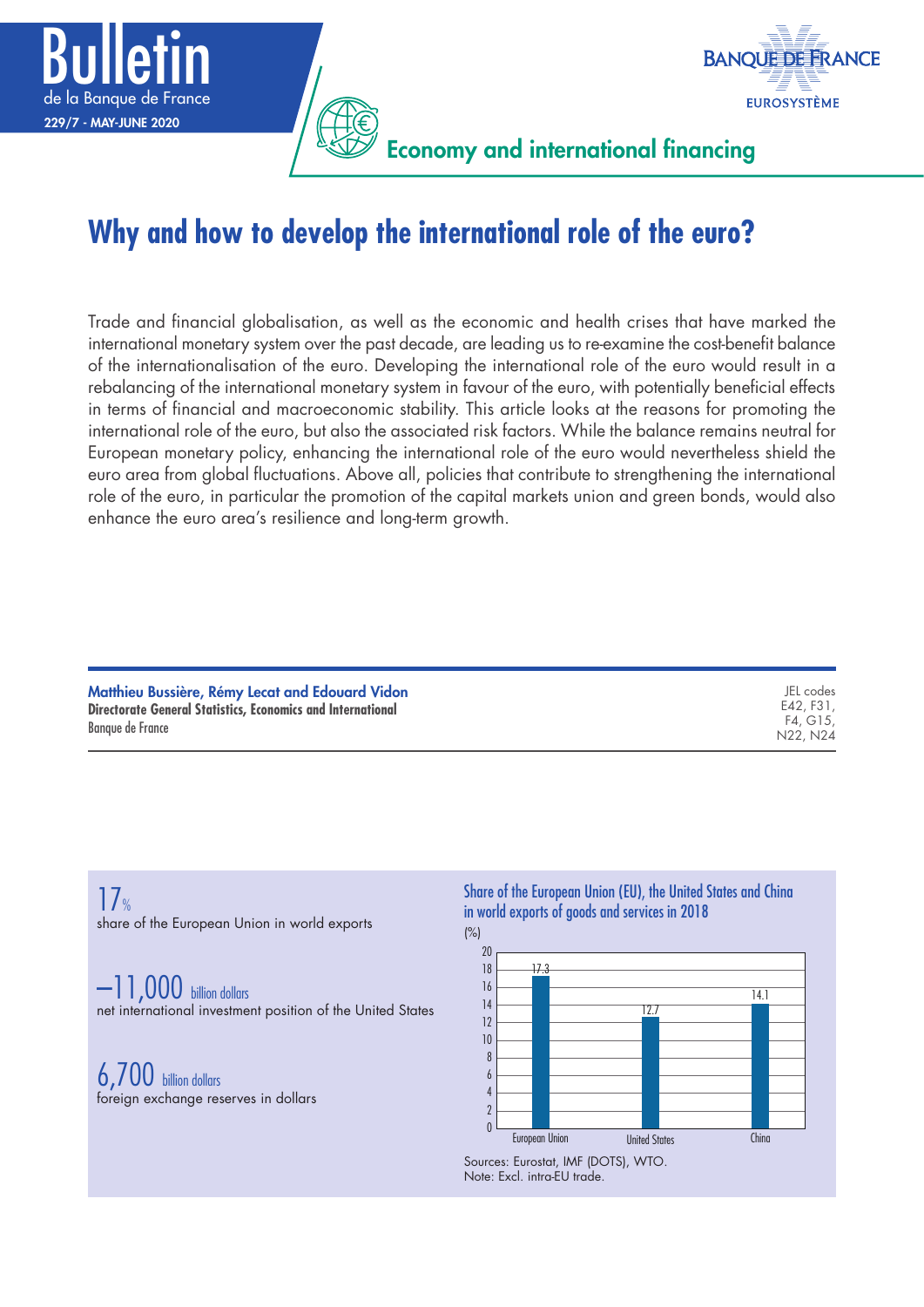# Why and how to develop the international role of the euro?

Trade and financial globalisation, as well as the economic and health crises that have marked the international monetary system over the past decade, are leading us to re-examine the cost-benefit balance of the internationalisation of the euro. Developing the international role of the euro would result in a rebalancing of the international monetary system in favour of the euro, with potentially beneficial effects in terms of financial and macroeconomic stability. This article looks at the reasons for promoting the international role of the euro, but also the associated risk factors. While the balance remains neutral for European monetary policy, enhancing the international role of the euro would nevertheless shield the euro area from global fluctuations. Above all, policies that contribute to strengthening the international role of the euro, in particular the promotion of the capital markets union and green bonds, would also enhance the euro area's resilience and long-term growth.

**Matthieu Bussière, Rémy Lecat and Edouard Vidon**
**Directorate General Statistics, Economics and International**
Banque de France

JEL codes
E42, F31, F4, G15, N22, N24

17%
share of the European Union in world exports

–11,000 billion dollars
net international investment position of the United States

6,700 billion dollars
foreign exchange reserves in dollars

**Share of the European Union (EU), the United States and China in world exports of goods and services in 2018**

(%)

| | European Union | United States | China |
|---|---|---|---|
| Share | 17.3 | 12.7 | 14.1 |

Sources: Eurostat, IMF (DOTS), WTO.
Note: Excl. intra-EU trade.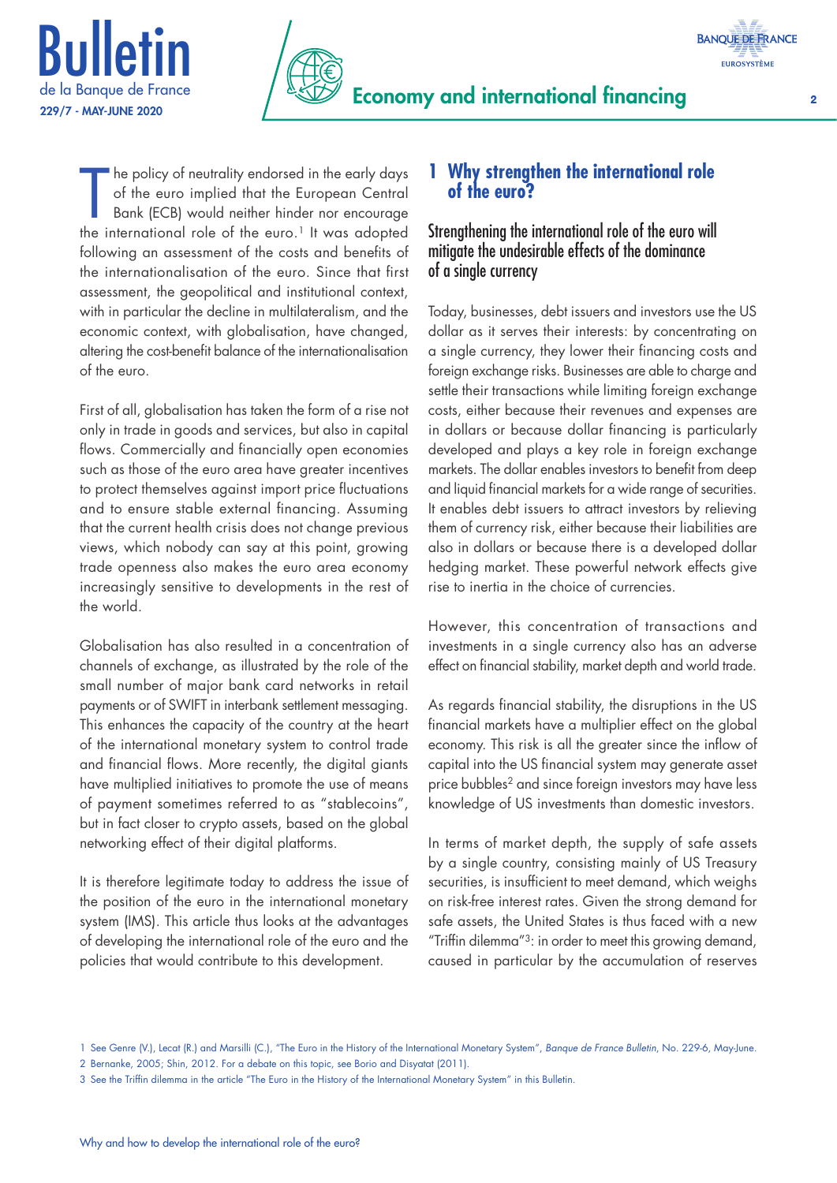The policy of neutrality endorsed in the early days of the euro implied that the European Central Bank (ECB) would neither hinder nor encourage the international role of the euro.[1] It was adopted following an assessment of the costs and benefits of the internationalisation of the euro. Since that first assessment, the geopolitical and institutional context, with in particular the decline in multilateralism, and the economic context, with globalisation, have changed, altering the cost-benefit balance of the internationalisation of the euro.

First of all, globalisation has taken the form of a rise not only in trade in goods and services, but also in capital flows. Commercially and financially open economies such as those of the euro area have greater incentives to protect themselves against import price fluctuations and to ensure stable external financing. Assuming that the current health crisis does not change previous views, which nobody can say at this point, growing trade openness also makes the euro area economy increasingly sensitive to developments in the rest of the world.

Globalisation has also resulted in a concentration of channels of exchange, as illustrated by the role of the small number of major bank card networks in retail payments or of SWIFT in interbank settlement messaging. This enhances the capacity of the country at the heart of the international monetary system to control trade and financial flows. More recently, the digital giants have multiplied initiatives to promote the use of means of payment sometimes referred to as "stablecoins", but in fact closer to crypto assets, based on the global networking effect of their digital platforms.

It is therefore legitimate today to address the issue of the position of the euro in the international monetary system (IMS). This article thus looks at the advantages of developing the international role of the euro and the policies that would contribute to this development.

## 1 Why strengthen the international role of the euro?

### Strengthening the international role of the euro will mitigate the undesirable effects of the dominance of a single currency

Today, businesses, debt issuers and investors use the US dollar as it serves their interests: by concentrating on a single currency, they lower their financing costs and foreign exchange risks. Businesses are able to charge and settle their transactions while limiting foreign exchange costs, either because their revenues and expenses are in dollars or because dollar financing is particularly developed and plays a key role in foreign exchange markets. The dollar enables investors to benefit from deep and liquid financial markets for a wide range of securities. It enables debt issuers to attract investors by relieving them of currency risk, either because their liabilities are also in dollars or because there is a developed dollar hedging market. These powerful network effects give rise to inertia in the choice of currencies.

However, this concentration of transactions and investments in a single currency also has an adverse effect on financial stability, market depth and world trade.

As regards financial stability, the disruptions in the US financial markets have a multiplier effect on the global economy. This risk is all the greater since the inflow of capital into the US financial system may generate asset price bubbles[2] and since foreign investors may have less knowledge of US investments than domestic investors.

In terms of market depth, the supply of safe assets by a single country, consisting mainly of US Treasury securities, is insufficient to meet demand, which weighs on risk-free interest rates. Given the strong demand for safe assets, the United States is thus faced with a new "Triffin dilemma"[3]: in order to meet this growing demand, caused in particular by the accumulation of reserves

---

1 See Genre (V.), Lecat (R.) and Marsilli (C.), "The Euro in the History of the International Monetary System", *Banque de France Bulletin*, No. 229-6, May-June.

2 Bernanke, 2005; Shin, 2012. For a debate on this topic, see Borio and Disyatat (2011).

3 See the Triffin dilemma in the article "The Euro in the History of the International Monetary System" in this Bulletin.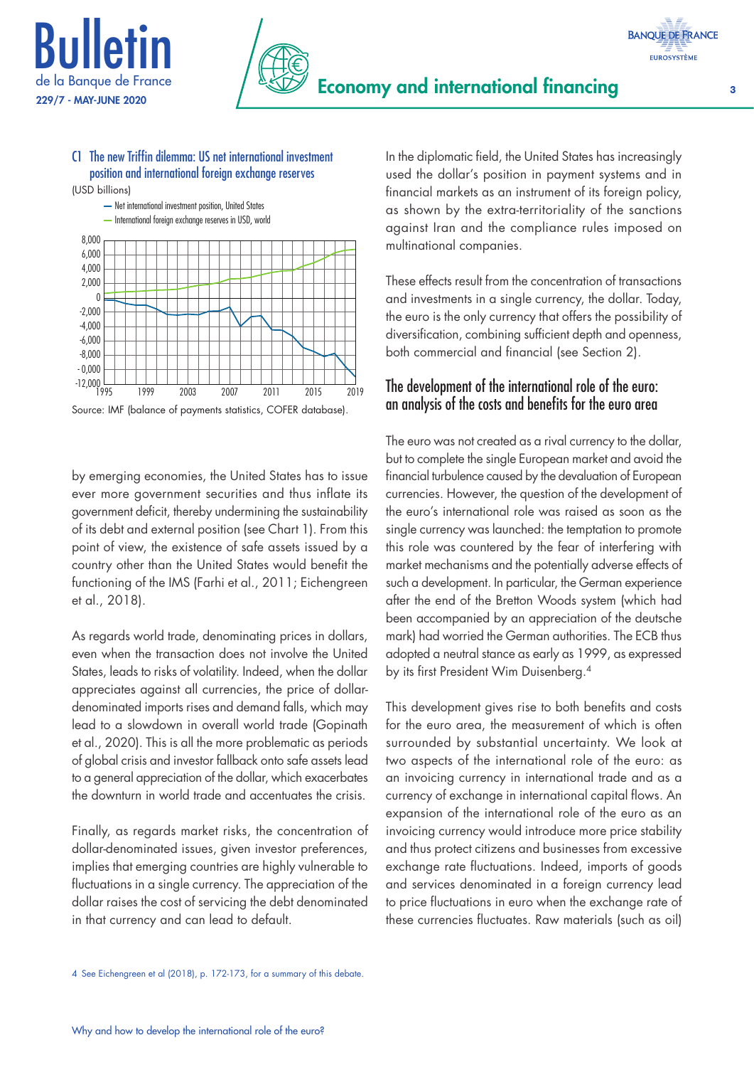C1 The new Triffin dilemma: US net international investment position and international foreign exchange reserves

(USD billions)

— Net international investment position, United States
— International foreign exchange reserves in USD, world

Source: IMF (balance of payments statistics, COFER database).

by emerging economies, the United States has to issue ever more government securities and thus inflate its government deficit, thereby undermining the sustainability of its debt and external position (see Chart 1). From this point of view, the existence of safe assets issued by a country other than the United States would benefit the functioning of the IMS (Farhi et al., 2011; Eichengreen et al., 2018).

As regards world trade, denominating prices in dollars, even when the transaction does not involve the United States, leads to risks of volatility. Indeed, when the dollar appreciates against all currencies, the price of dollar-denominated imports rises and demand falls, which may lead to a slowdown in overall world trade (Gopinath et al., 2020). This is all the more problematic as periods of global crisis and investor fallback onto safe assets lead to a general appreciation of the dollar, which exacerbates the downturn in world trade and accentuates the crisis.

Finally, as regards market risks, the concentration of dollar-denominated issues, given investor preferences, implies that emerging countries are highly vulnerable to fluctuations in a single currency. The appreciation of the dollar raises the cost of servicing the debt denominated in that currency and can lead to default.

In the diplomatic field, the United States has increasingly used the dollar's position in payment systems and in financial markets as an instrument of its foreign policy, as shown by the extra-territoriality of the sanctions against Iran and the compliance rules imposed on multinational companies.

These effects result from the concentration of transactions and investments in a single currency, the dollar. Today, the euro is the only currency that offers the possibility of diversification, combining sufficient depth and openness, both commercial and financial (see Section 2).

## The development of the international role of the euro: an analysis of the costs and benefits for the euro area

The euro was not created as a rival currency to the dollar, but to complete the single European market and avoid the financial turbulence caused by the devaluation of European currencies. However, the question of the development of the euro's international role was raised as soon as the single currency was launched: the temptation to promote this role was countered by the fear of interfering with market mechanisms and the potentially adverse effects of such a development. In particular, the German experience after the end of the Bretton Woods system (which had been accompanied by an appreciation of the deutsche mark) had worried the German authorities. The ECB thus adopted a neutral stance as early as 1999, as expressed by its first President Wim Duisenberg.[4]

This development gives rise to both benefits and costs for the euro area, the measurement of which is often surrounded by substantial uncertainty. We look at two aspects of the international role of the euro: as an invoicing currency in international trade and as a currency of exchange in international capital flows. An expansion of the international role of the euro as an invoicing currency would introduce more price stability and thus protect citizens and businesses from excessive exchange rate fluctuations. Indeed, imports of goods and services denominated in a foreign currency lead to price fluctuations in euro when the exchange rate of these currencies fluctuates. Raw materials (such as oil)

4 See Eichengreen et al (2018), p. 172-173, for a summary of this debate.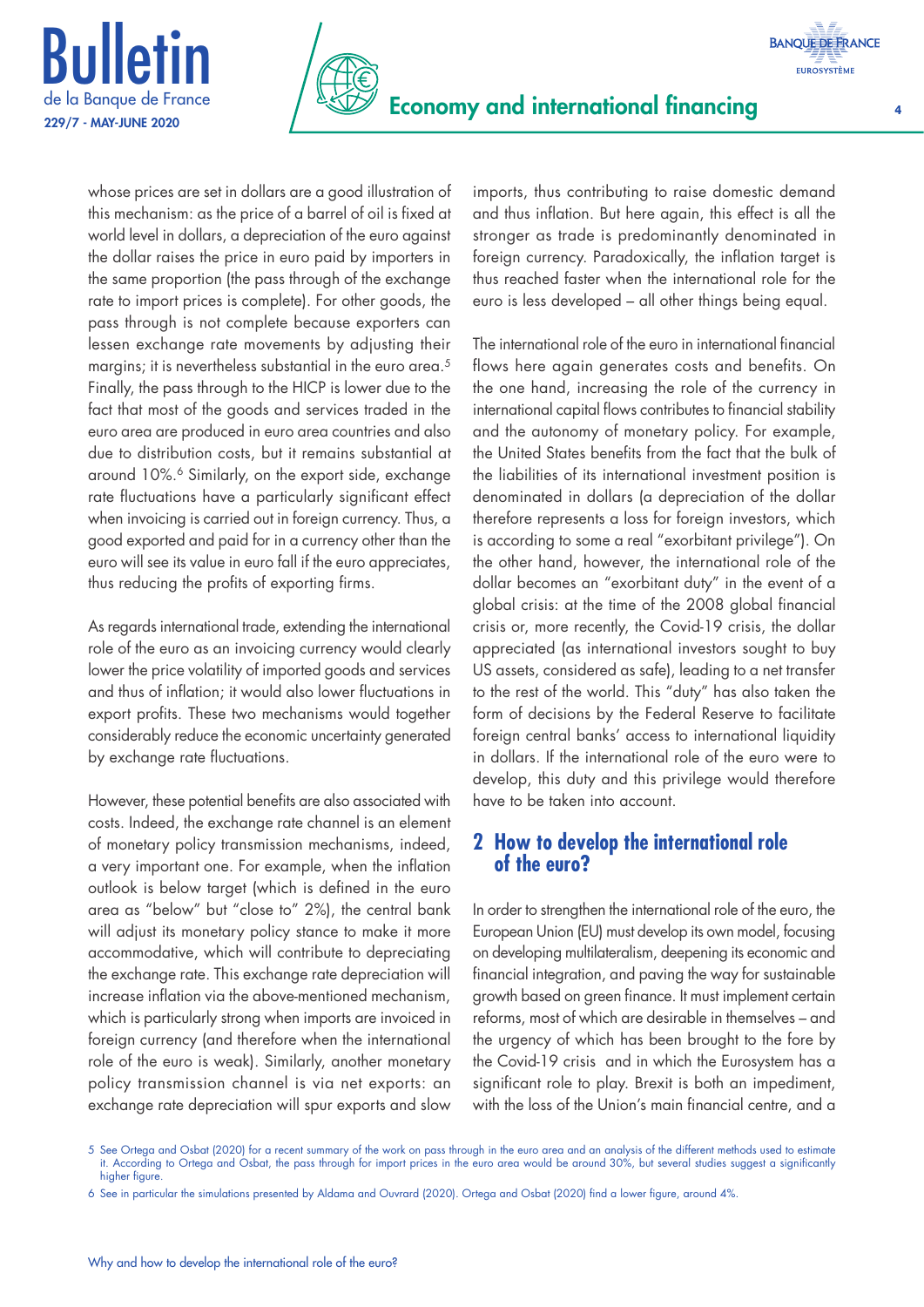whose prices are set in dollars are a good illustration of this mechanism: as the price of a barrel of oil is fixed at world level in dollars, a depreciation of the euro against the dollar raises the price in euro paid by importers in the same proportion (the pass through of the exchange rate to import prices is complete). For other goods, the pass through is not complete because exporters can lessen exchange rate movements by adjusting their margins; it is nevertheless substantial in the euro area.[5] Finally, the pass through to the HICP is lower due to the fact that most of the goods and services traded in the euro area are produced in euro area countries and also due to distribution costs, but it remains substantial at around 10%.[6] Similarly, on the export side, exchange rate fluctuations have a particularly significant effect when invoicing is carried out in foreign currency. Thus, a good exported and paid for in a currency other than the euro will see its value in euro fall if the euro appreciates, thus reducing the profits of exporting firms.

As regards international trade, extending the international role of the euro as an invoicing currency would clearly lower the price volatility of imported goods and services and thus of inflation; it would also lower fluctuations in export profits. These two mechanisms would together considerably reduce the economic uncertainty generated by exchange rate fluctuations.

However, these potential benefits are also associated with costs. Indeed, the exchange rate channel is an element of monetary policy transmission mechanisms, indeed, a very important one. For example, when the inflation outlook is below target (which is defined in the euro area as "below" but "close to" 2%), the central bank will adjust its monetary policy stance to make it more accommodative, which will contribute to depreciating the exchange rate. This exchange rate depreciation will increase inflation via the above-mentioned mechanism, which is particularly strong when imports are invoiced in foreign currency (and therefore when the international role of the euro is weak). Similarly, another monetary policy transmission channel is via net exports: an exchange rate depreciation will spur exports and slow imports, thus contributing to raise domestic demand and thus inflation. But here again, this effect is all the stronger as trade is predominantly denominated in foreign currency. Paradoxically, the inflation target is thus reached faster when the international role for the euro is less developed – all other things being equal.

The international role of the euro in international financial flows here again generates costs and benefits. On the one hand, increasing the role of the currency in international capital flows contributes to financial stability and the autonomy of monetary policy. For example, the United States benefits from the fact that the bulk of the liabilities of its international investment position is denominated in dollars (a depreciation of the dollar therefore represents a loss for foreign investors, which is according to some a real "exorbitant privilege"). On the other hand, however, the international role of the dollar becomes an "exorbitant duty" in the event of a global crisis: at the time of the 2008 global financial crisis or, more recently, the Covid-19 crisis, the dollar appreciated (as international investors sought to buy US assets, considered as safe), leading to a net transfer to the rest of the world. This "duty" has also taken the form of decisions by the Federal Reserve to facilitate foreign central banks' access to international liquidity in dollars. If the international role of the euro were to develop, this duty and this privilege would therefore have to be taken into account.

## 2 How to develop the international role of the euro?

In order to strengthen the international role of the euro, the European Union (EU) must develop its own model, focusing on developing multilateralism, deepening its economic and financial integration, and paving the way for sustainable growth based on green finance. It must implement certain reforms, most of which are desirable in themselves – and the urgency of which has been brought to the fore by the Covid-19 crisis and in which the Eurosystem has a significant role to play. Brexit is both an impediment, with the loss of the Union's main financial centre, and a

5 See Ortega and Osbat (2020) for a recent summary of the work on pass through in the euro area and an analysis of the different methods used to estimate it. According to Ortega and Osbat, the pass through for import prices in the euro area would be around 30%, but several studies suggest a significantly higher figure.

6 See in particular the simulations presented by Aldama and Ouvrard (2020). Ortega and Osbat (2020) find a lower figure, around 4%.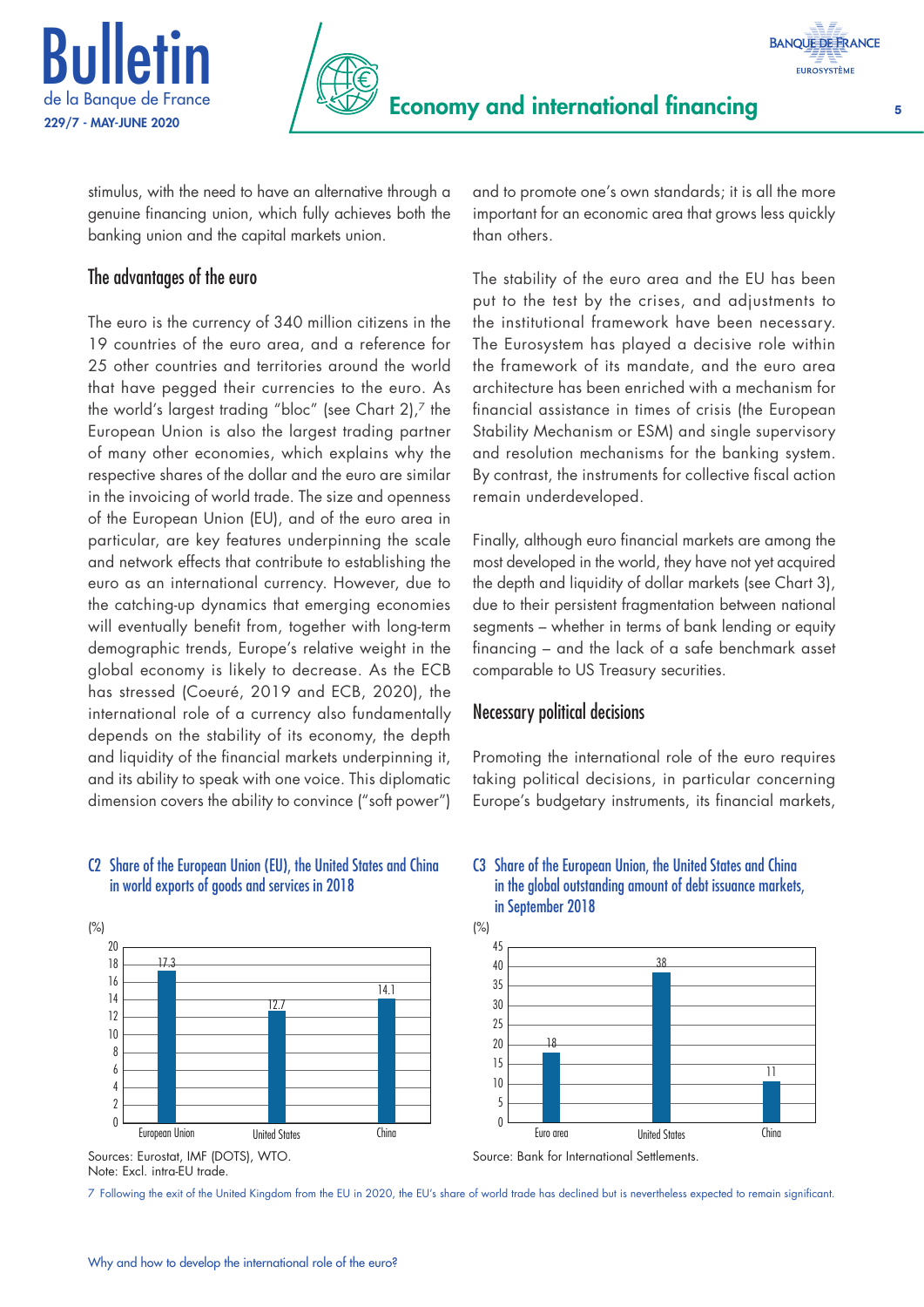stimulus, with the need to have an alternative through a genuine financing union, which fully achieves both the banking union and the capital markets union.

## The advantages of the euro

The euro is the currency of 340 million citizens in the 19 countries of the euro area, and a reference for 25 other countries and territories around the world that have pegged their currencies to the euro. As the world's largest trading "bloc" (see Chart 2),[7] the European Union is also the largest trading partner of many other economies, which explains why the respective shares of the dollar and the euro are similar in the invoicing of world trade. The size and openness of the European Union (EU), and of the euro area in particular, are key features underpinning the scale and network effects that contribute to establishing the euro as an international currency. However, due to the catching-up dynamics that emerging economies will eventually benefit from, together with long-term demographic trends, Europe's relative weight in the global economy is likely to decrease. As the ECB has stressed (Coeuré, 2019 and ECB, 2020), the international role of a currency also fundamentally depends on the stability of its economy, the depth and liquidity of the financial markets underpinning it, and its ability to speak with one voice. This diplomatic dimension covers the ability to convince ("soft power") and to promote one's own standards; it is all the more important for an economic area that grows less quickly than others.

The stability of the euro area and the EU has been put to the test by the crises, and adjustments to the institutional framework have been necessary. The Eurosystem has played a decisive role within the framework of its mandate, and the euro area architecture has been enriched with a mechanism for financial assistance in times of crisis (the European Stability Mechanism or ESM) and single supervisory and resolution mechanisms for the banking system. By contrast, the instruments for collective fiscal action remain underdeveloped.

Finally, although euro financial markets are among the most developed in the world, they have not yet acquired the depth and liquidity of dollar markets (see Chart 3), due to their persistent fragmentation between national segments – whether in terms of bank lending or equity financing – and the lack of a safe benchmark asset comparable to US Treasury securities.

## Necessary political decisions

Promoting the international role of the euro requires taking political decisions, in particular concerning Europe's budgetary instruments, its financial markets,

**C2 Share of the European Union (EU), the United States and China in world exports of goods and services in 2018**

(%)

| | European Union | United States | China |
|---|---|---|---|
| Share | 17.3 | 12.7 | 14.1 |

Sources: Eurostat, IMF (DOTS), WTO.
Note: Excl. intra-EU trade.

**C3 Share of the European Union, the United States and China in the global outstanding amount of debt issuance markets, in September 2018**

(%)

| | Euro area | United States | China |
|---|---|---|---|
| Share | 18 | 38 | 11 |

Source: Bank for International Settlements.

[7] Following the exit of the United Kingdom from the EU in 2020, the EU's share of world trade has declined but is nevertheless expected to remain significant.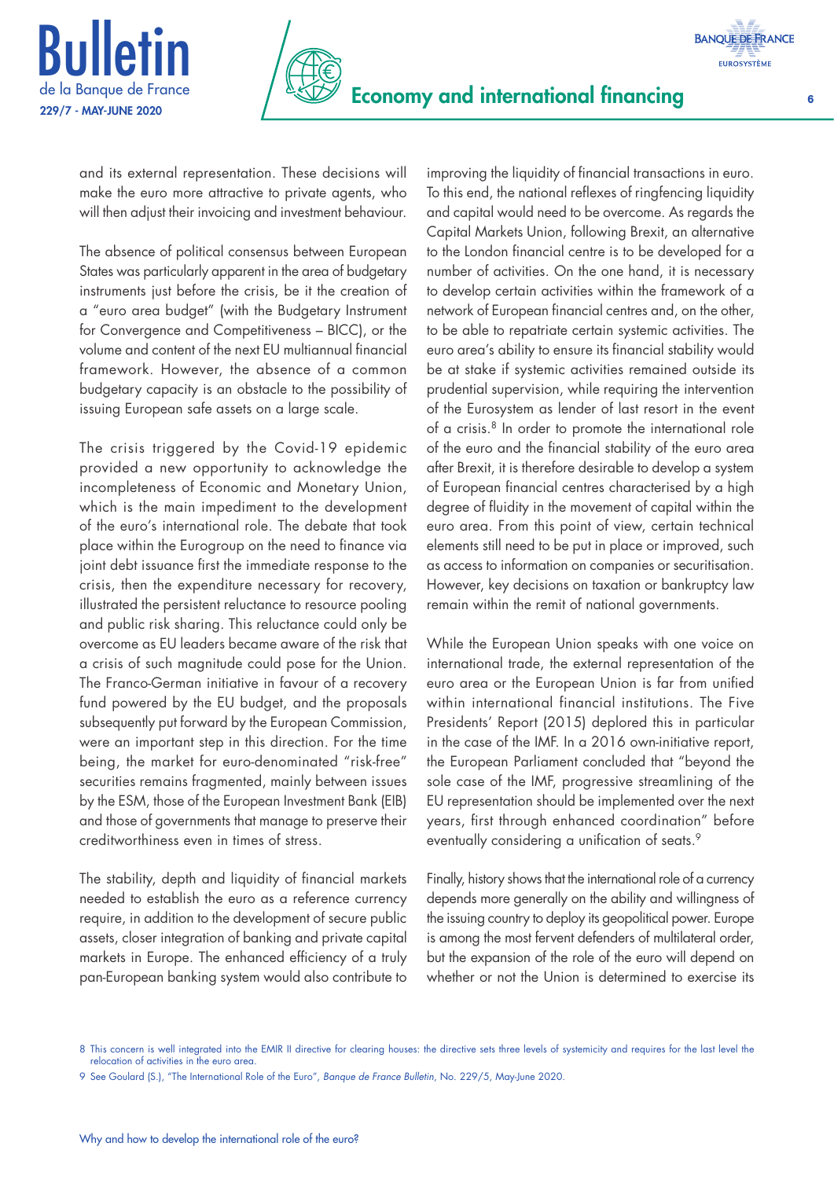and its external representation. These decisions will make the euro more attractive to private agents, who will then adjust their invoicing and investment behaviour.

The absence of political consensus between European States was particularly apparent in the area of budgetary instruments just before the crisis, be it the creation of a "euro area budget" (with the Budgetary Instrument for Convergence and Competitiveness – BICC), or the volume and content of the next EU multiannual financial framework. However, the absence of a common budgetary capacity is an obstacle to the possibility of issuing European safe assets on a large scale.

The crisis triggered by the Covid-19 epidemic provided a new opportunity to acknowledge the incompleteness of Economic and Monetary Union, which is the main impediment to the development of the euro's international role. The debate that took place within the Eurogroup on the need to finance via joint debt issuance first the immediate response to the crisis, then the expenditure necessary for recovery, illustrated the persistent reluctance to resource pooling and public risk sharing. This reluctance could only be overcome as EU leaders became aware of the risk that a crisis of such magnitude could pose for the Union. The Franco-German initiative in favour of a recovery fund powered by the EU budget, and the proposals subsequently put forward by the European Commission, were an important step in this direction. For the time being, the market for euro-denominated "risk-free" securities remains fragmented, mainly between issues by the ESM, those of the European Investment Bank (EIB) and those of governments that manage to preserve their creditworthiness even in times of stress.

The stability, depth and liquidity of financial markets needed to establish the euro as a reference currency require, in addition to the development of secure public assets, closer integration of banking and private capital markets in Europe. The enhanced efficiency of a truly pan-European banking system would also contribute to improving the liquidity of financial transactions in euro. To this end, the national reflexes of ringfencing liquidity and capital would need to be overcome. As regards the Capital Markets Union, following Brexit, an alternative to the London financial centre is to be developed for a number of activities. On the one hand, it is necessary to develop certain activities within the framework of a network of European financial centres and, on the other, to be able to repatriate certain systemic activities. The euro area's ability to ensure its financial stability would be at stake if systemic activities remained outside its prudential supervision, while requiring the intervention of the Eurosystem as lender of last resort in the event of a crisis.[8] In order to promote the international role of the euro and the financial stability of the euro area after Brexit, it is therefore desirable to develop a system of European financial centres characterised by a high degree of fluidity in the movement of capital within the euro area. From this point of view, certain technical elements still need to be put in place or improved, such as access to information on companies or securitisation. However, key decisions on taxation or bankruptcy law remain within the remit of national governments.

While the European Union speaks with one voice on international trade, the external representation of the euro area or the European Union is far from unified within international financial institutions. The Five Presidents' Report (2015) deplored this in particular in the case of the IMF. In a 2016 own-initiative report, the European Parliament concluded that "beyond the sole case of the IMF, progressive streamlining of the EU representation should be implemented over the next years, first through enhanced coordination" before eventually considering a unification of seats.[9]

Finally, history shows that the international role of a currency depends more generally on the ability and willingness of the issuing country to deploy its geopolitical power. Europe is among the most fervent defenders of multilateral order, but the expansion of the role of the euro will depend on whether or not the Union is determined to exercise its

8 This concern is well integrated into the EMIR II directive for clearing houses: the directive sets three levels of systemicity and requires for the last level the relocation of activities in the euro area.

9 See Goulard (S.), "The International Role of the Euro", *Banque de France Bulletin*, No. 229/5, May-June 2020.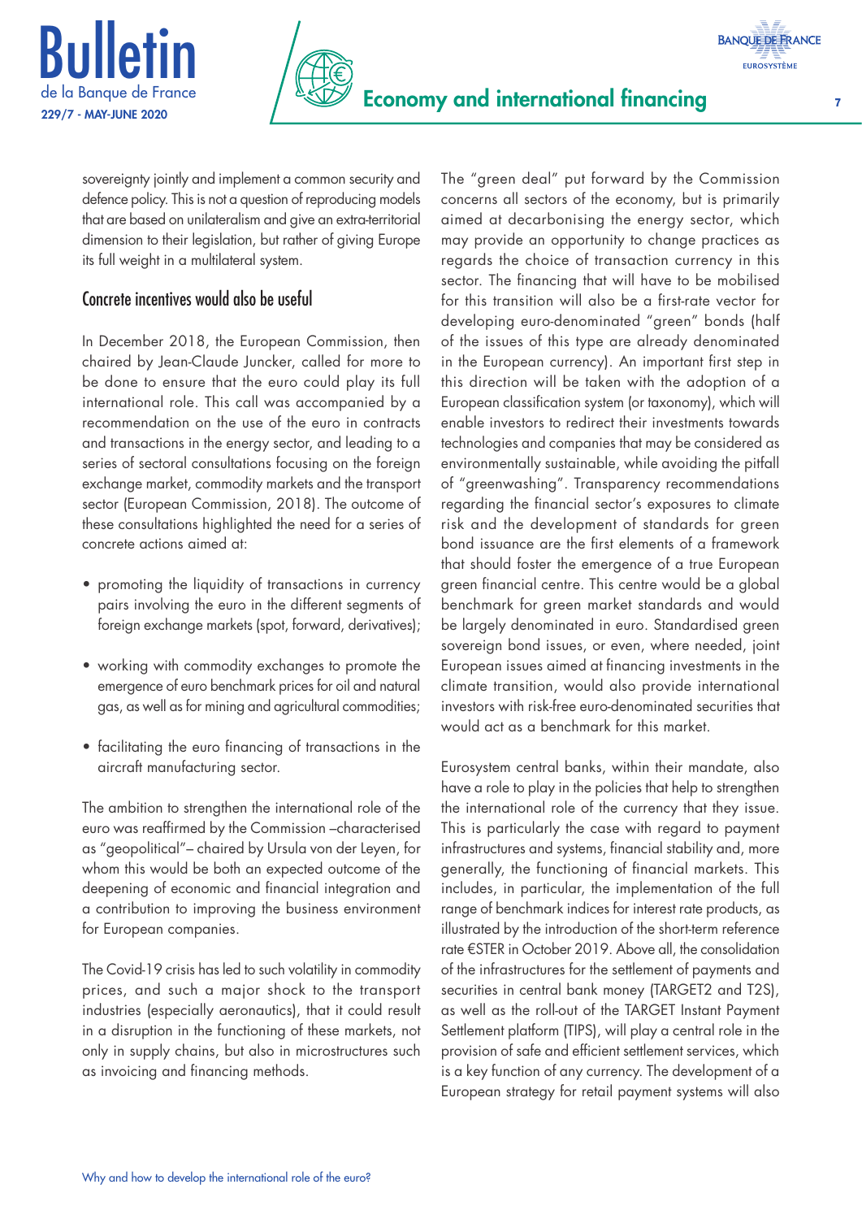sovereignty jointly and implement a common security and defence policy. This is not a question of reproducing models that are based on unilateralism and give an extra-territorial dimension to their legislation, but rather of giving Europe its full weight in a multilateral system.

## Concrete incentives would also be useful

In December 2018, the European Commission, then chaired by Jean-Claude Juncker, called for more to be done to ensure that the euro could play its full international role. This call was accompanied by a recommendation on the use of the euro in contracts and transactions in the energy sector, and leading to a series of sectoral consultations focusing on the foreign exchange market, commodity markets and the transport sector (European Commission, 2018). The outcome of these consultations highlighted the need for a series of concrete actions aimed at:

- promoting the liquidity of transactions in currency pairs involving the euro in the different segments of foreign exchange markets (spot, forward, derivatives);
- working with commodity exchanges to promote the emergence of euro benchmark prices for oil and natural gas, as well as for mining and agricultural commodities;
- facilitating the euro financing of transactions in the aircraft manufacturing sector.

The ambition to strengthen the international role of the euro was reaffirmed by the Commission –characterised as "geopolitical"– chaired by Ursula von der Leyen, for whom this would be both an expected outcome of the deepening of economic and financial integration and a contribution to improving the business environment for European companies.

The Covid-19 crisis has led to such volatility in commodity prices, and such a major shock to the transport industries (especially aeronautics), that it could result in a disruption in the functioning of these markets, not only in supply chains, but also in microstructures such as invoicing and financing methods.

The "green deal" put forward by the Commission concerns all sectors of the economy, but is primarily aimed at decarbonising the energy sector, which may provide an opportunity to change practices as regards the choice of transaction currency in this sector. The financing that will have to be mobilised for this transition will also be a first-rate vector for developing euro-denominated "green" bonds (half of the issues of this type are already denominated in the European currency). An important first step in this direction will be taken with the adoption of a European classification system (or taxonomy), which will enable investors to redirect their investments towards technologies and companies that may be considered as environmentally sustainable, while avoiding the pitfall of "greenwashing". Transparency recommendations regarding the financial sector's exposures to climate risk and the development of standards for green bond issuance are the first elements of a framework that should foster the emergence of a true European green financial centre. This centre would be a global benchmark for green market standards and would be largely denominated in euro. Standardised green sovereign bond issues, or even, where needed, joint European issues aimed at financing investments in the climate transition, would also provide international investors with risk-free euro-denominated securities that would act as a benchmark for this market.

Eurosystem central banks, within their mandate, also have a role to play in the policies that help to strengthen the international role of the currency that they issue. This is particularly the case with regard to payment infrastructures and systems, financial stability and, more generally, the functioning of financial markets. This includes, in particular, the implementation of the full range of benchmark indices for interest rate products, as illustrated by the introduction of the short-term reference rate €STER in October 2019. Above all, the consolidation of the infrastructures for the settlement of payments and securities in central bank money (TARGET2 and T2S), as well as the roll-out of the TARGET Instant Payment Settlement platform (TIPS), will play a central role in the provision of safe and efficient settlement services, which is a key function of any currency. The development of a European strategy for retail payment systems will also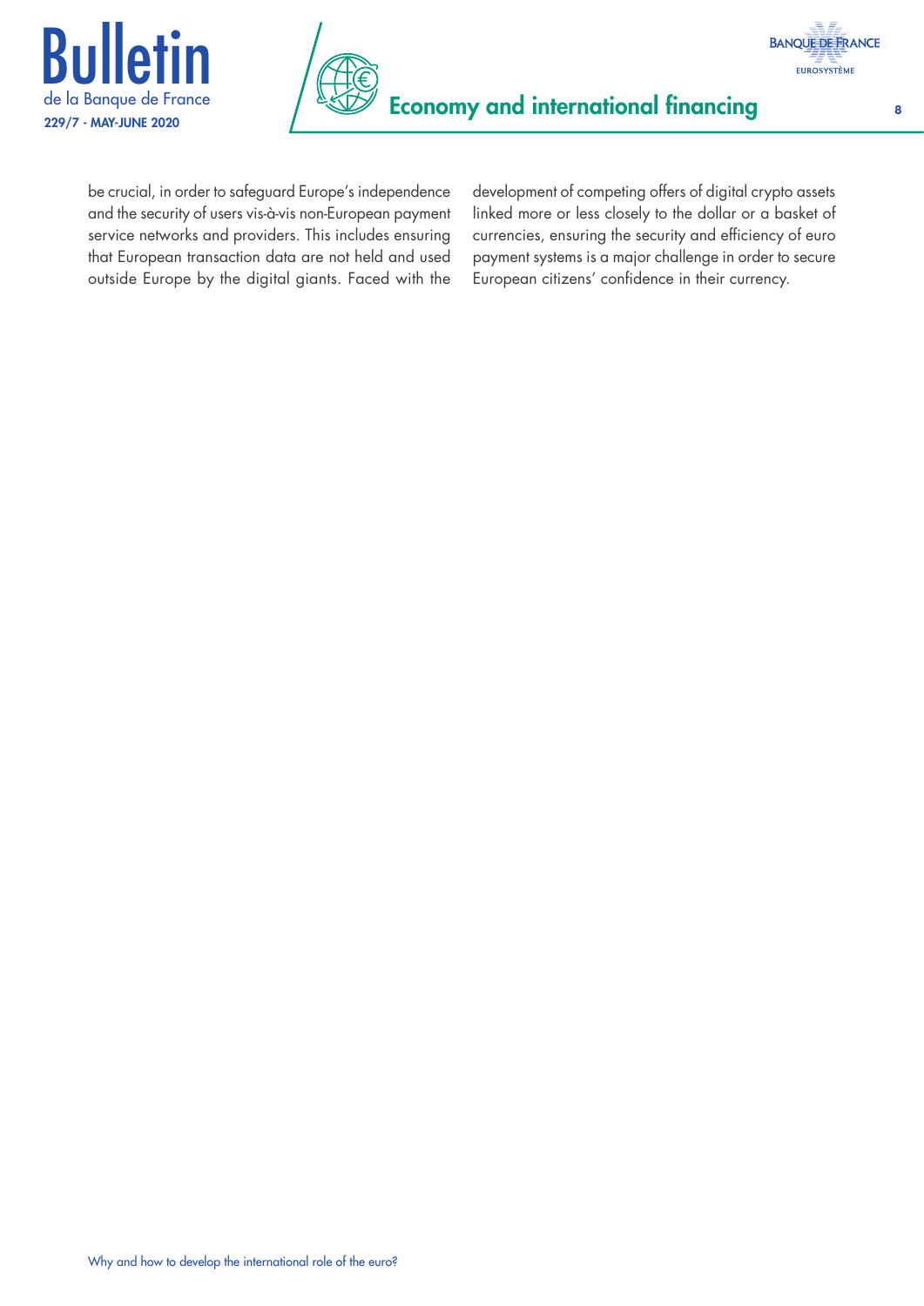be crucial, in order to safeguard Europe's independence and the security of users vis-à-vis non-European payment service networks and providers. This includes ensuring that European transaction data are not held and used outside Europe by the digital giants. Faced with the development of competing offers of digital crypto assets linked more or less closely to the dollar or a basket of currencies, ensuring the security and efficiency of euro payment systems is a major challenge in order to secure European citizens' confidence in their currency.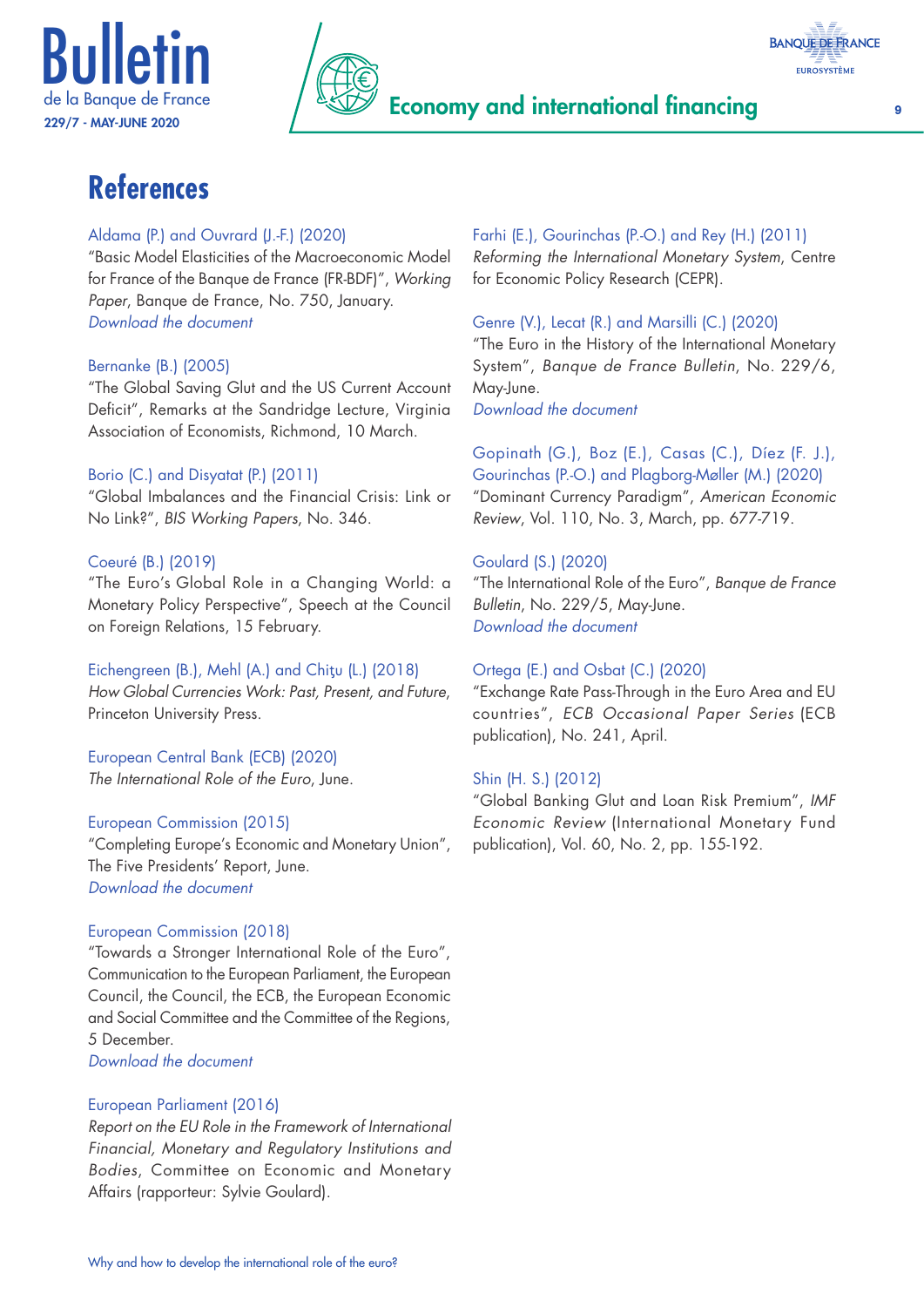# References

Aldama (P.) and Ouvrard (J.-F.) (2020)
"Basic Model Elasticities of the Macroeconomic Model for France of the Banque de France (FR-BDF)", *Working Paper*, Banque de France, No. 750, January.
*Download the document*

Bernanke (B.) (2005)
"The Global Saving Glut and the US Current Account Deficit", Remarks at the Sandridge Lecture, Virginia Association of Economists, Richmond, 10 March.

Borio (C.) and Disyatat (P.) (2011)
"Global Imbalances and the Financial Crisis: Link or No Link?", *BIS Working Papers*, No. 346.

Coeuré (B.) (2019)
"The Euro's Global Role in a Changing World: a Monetary Policy Perspective", Speech at the Council on Foreign Relations, 15 February.

Eichengreen (B.), Mehl (A.) and Chiţu (L.) (2018)
*How Global Currencies Work: Past, Present, and Future*, Princeton University Press.

European Central Bank (ECB) (2020)
*The International Role of the Euro*, June.

European Commission (2015)
"Completing Europe's Economic and Monetary Union", The Five Presidents' Report, June.
*Download the document*

European Commission (2018)
"Towards a Stronger International Role of the Euro", Communication to the European Parliament, the European Council, the Council, the ECB, the European Economic and Social Committee and the Committee of the Regions, 5 December.
*Download the document*

European Parliament (2016)
*Report on the EU Role in the Framework of International Financial, Monetary and Regulatory Institutions and Bodies*, Committee on Economic and Monetary Affairs (rapporteur: Sylvie Goulard).

Farhi (E.), Gourinchas (P.-O.) and Rey (H.) (2011)
*Reforming the International Monetary System*, Centre for Economic Policy Research (CEPR).

Genre (V.), Lecat (R.) and Marsilli (C.) (2020)
"The Euro in the History of the International Monetary System", *Banque de France Bulletin*, No. 229/6, May-June.
*Download the document*

Gopinath (G.), Boz (E.), Casas (C.), Díez (F. J.), Gourinchas (P.-O.) and Plagborg-Møller (M.) (2020)
"Dominant Currency Paradigm", *American Economic Review*, Vol. 110, No. 3, March, pp. 677-719.

Goulard (S.) (2020)
"The International Role of the Euro", *Banque de France Bulletin*, No. 229/5, May-June.
*Download the document*

Ortega (E.) and Osbat (C.) (2020)
"Exchange Rate Pass-Through in the Euro Area and EU countries", *ECB Occasional Paper Series* (ECB publication), No. 241, April.

Shin (H. S.) (2012)
"Global Banking Glut and Loan Risk Premium", *IMF Economic Review* (International Monetary Fund publication), Vol. 60, No. 2, pp. 155-192.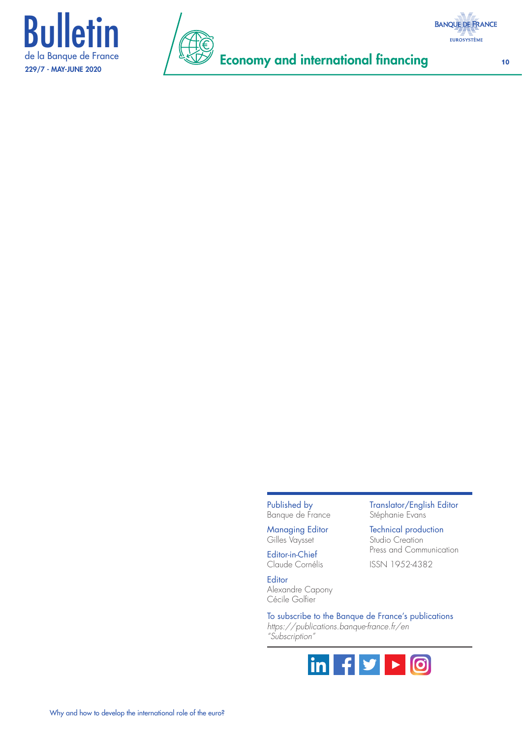Published by
Banque de France

Managing Editor
Gilles Vaysset

Editor-in-Chief
Claude Cornélis

Editor
Alexandre Capony
Cécile Golfier

Translator/English Editor
Stéphanie Evans

Technical production
Studio Creation
Press and Communication

ISSN 1952-4382

To subscribe to the Banque de France's publications
*https://publications.banque-france.fr/en*
*"Subscription"*